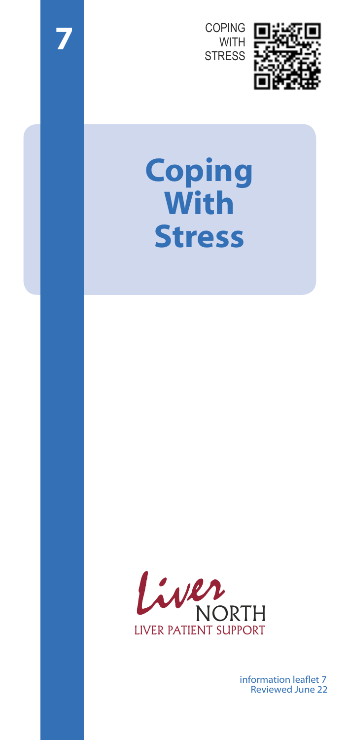7

COPING WITH STRESS

# Coping With Stress

Liver NORTH
LIVER PATIENT SUPPORT

information leaflet 7
Reviewed June 22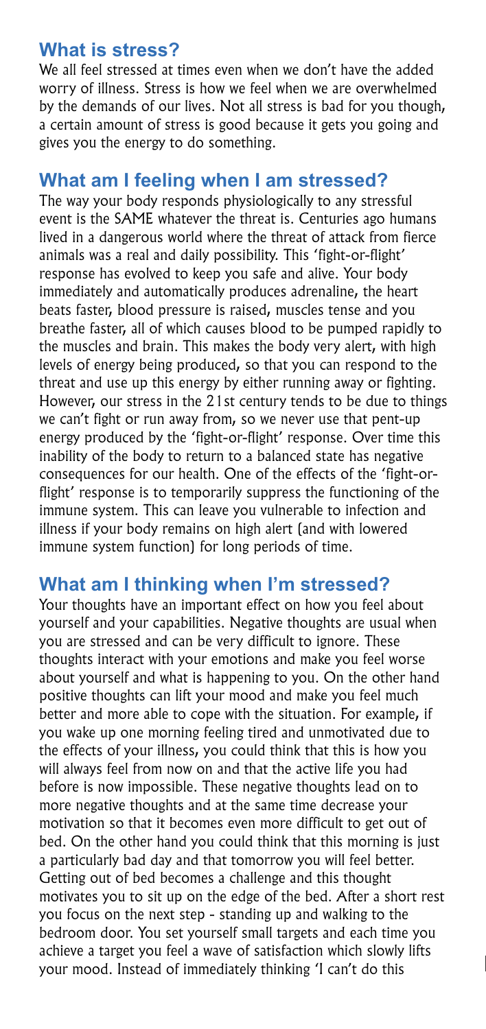## What is stress?

We all feel stressed at times even when we don't have the added worry of illness. Stress is how we feel when we are overwhelmed by the demands of our lives. Not all stress is bad for you though, a certain amount of stress is good because it gets you going and gives you the energy to do something.

## What am I feeling when I am stressed?

The way your body responds physiologically to any stressful event is the SAME whatever the threat is. Centuries ago humans lived in a dangerous world where the threat of attack from fierce animals was a real and daily possibility. This 'fight-or-flight' response has evolved to keep you safe and alive. Your body immediately and automatically produces adrenaline, the heart beats faster, blood pressure is raised, muscles tense and you breathe faster, all of which causes blood to be pumped rapidly to the muscles and brain. This makes the body very alert, with high levels of energy being produced, so that you can respond to the threat and use up this energy by either running away or fighting. However, our stress in the 21st century tends to be due to things we can't fight or run away from, so we never use that pent-up energy produced by the 'fight-or-flight' response. Over time this inability of the body to return to a balanced state has negative consequences for our health. One of the effects of the 'fight-or-flight' response is to temporarily suppress the functioning of the immune system. This can leave you vulnerable to infection and illness if your body remains on high alert (and with lowered immune system function) for long periods of time.

## What am I thinking when I'm stressed?

Your thoughts have an important effect on how you feel about yourself and your capabilities. Negative thoughts are usual when you are stressed and can be very difficult to ignore. These thoughts interact with your emotions and make you feel worse about yourself and what is happening to you. On the other hand positive thoughts can lift your mood and make you feel much better and more able to cope with the situation. For example, if you wake up one morning feeling tired and unmotivated due to the effects of your illness, you could think that this is how you will always feel from now on and that the active life you had before is now impossible. These negative thoughts lead on to more negative thoughts and at the same time decrease your motivation so that it becomes even more difficult to get out of bed. On the other hand you could think that this morning is just a particularly bad day and that tomorrow you will feel better. Getting out of bed becomes a challenge and this thought motivates you to sit up on the edge of the bed. After a short rest you focus on the next step - standing up and walking to the bedroom door. You set yourself small targets and each time you achieve a target you feel a wave of satisfaction which slowly lifts your mood. Instead of immediately thinking 'I can't do this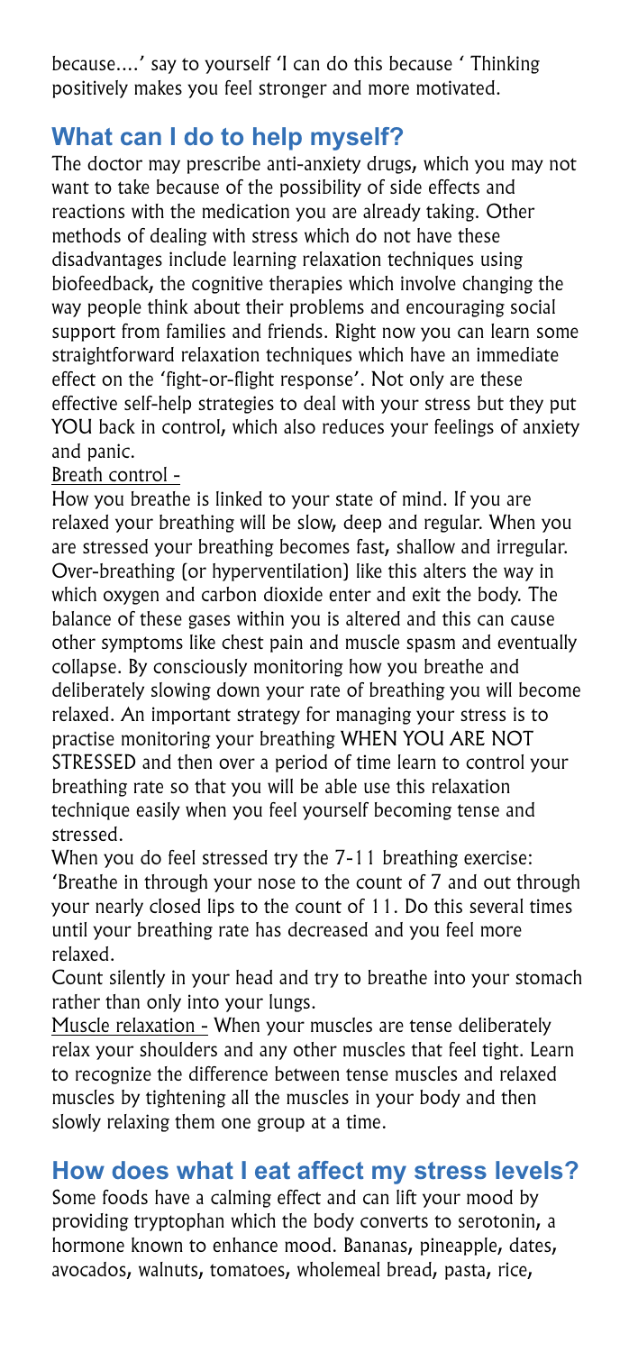because....' say to yourself 'I can do this because ' Thinking positively makes you feel stronger and more motivated.

## What can I do to help myself?

The doctor may prescribe anti-anxiety drugs, which you may not want to take because of the possibility of side effects and reactions with the medication you are already taking. Other methods of dealing with stress which do not have these disadvantages include learning relaxation techniques using biofeedback, the cognitive therapies which involve changing the way people think about their problems and encouraging social support from families and friends. Right now you can learn some straightforward relaxation techniques which have an immediate effect on the 'fight-or-flight response'. Not only are these effective self-help strategies to deal with your stress but they put YOU back in control, which also reduces your feelings of anxiety and panic.

<u>Breath control -</u>

How you breathe is linked to your state of mind. If you are relaxed your breathing will be slow, deep and regular. When you are stressed your breathing becomes fast, shallow and irregular. Over-breathing (or hyperventilation) like this alters the way in which oxygen and carbon dioxide enter and exit the body. The balance of these gases within you is altered and this can cause other symptoms like chest pain and muscle spasm and eventually collapse. By consciously monitoring how you breathe and deliberately slowing down your rate of breathing you will become relaxed. An important strategy for managing your stress is to practise monitoring your breathing WHEN YOU ARE NOT STRESSED and then over a period of time learn to control your breathing rate so that you will be able use this relaxation technique easily when you feel yourself becoming tense and stressed.

When you do feel stressed try the 7-11 breathing exercise: 'Breathe in through your nose to the count of 7 and out through your nearly closed lips to the count of 11. Do this several times until your breathing rate has decreased and you feel more relaxed.

Count silently in your head and try to breathe into your stomach rather than only into your lungs.

<u>Muscle relaxation -</u> When your muscles are tense deliberately relax your shoulders and any other muscles that feel tight. Learn to recognize the difference between tense muscles and relaxed muscles by tightening all the muscles in your body and then slowly relaxing them one group at a time.

## How does what I eat affect my stress levels?

Some foods have a calming effect and can lift your mood by providing tryptophan which the body converts to serotonin, a hormone known to enhance mood. Bananas, pineapple, dates, avocados, walnuts, tomatoes, wholemeal bread, pasta, rice,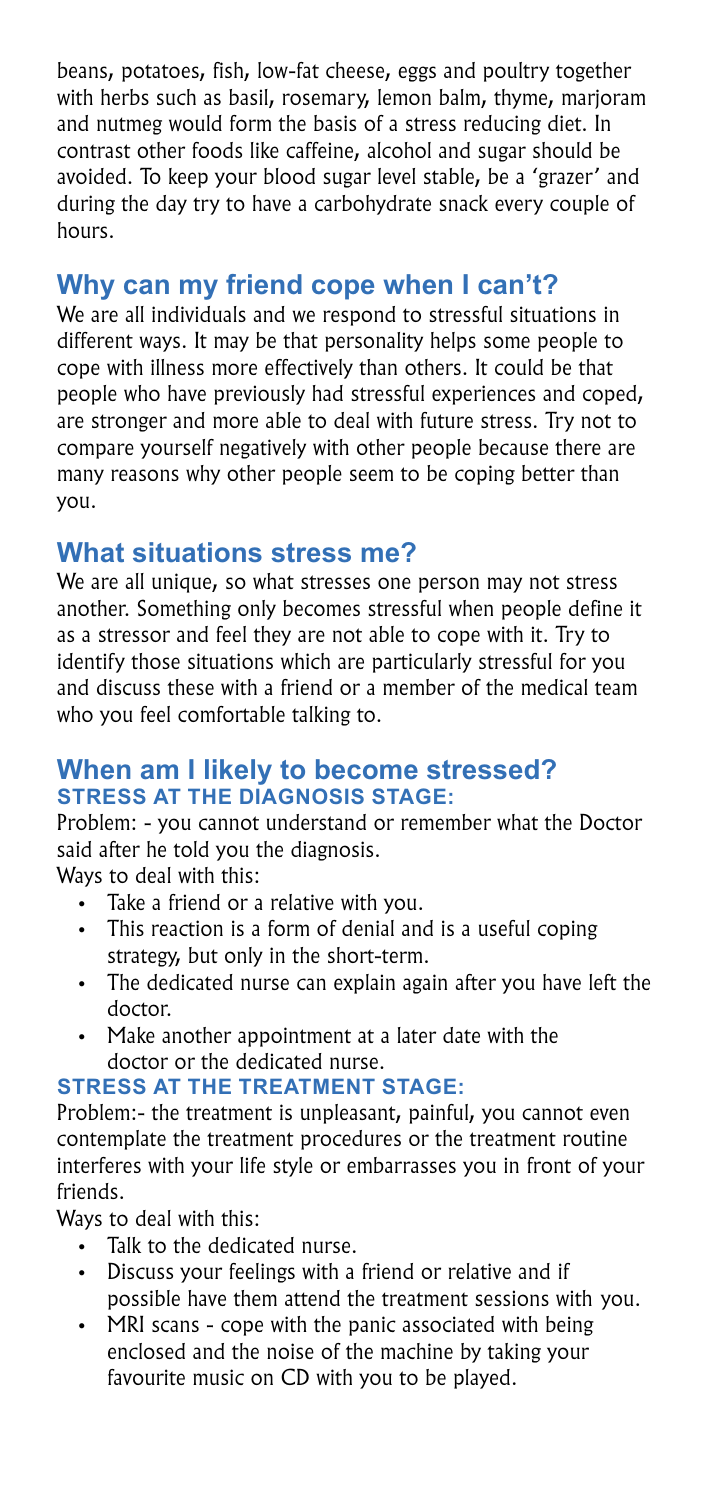beans, potatoes, fish, low-fat cheese, eggs and poultry together with herbs such as basil, rosemary, lemon balm, thyme, marjoram and nutmeg would form the basis of a stress reducing diet. In contrast other foods like caffeine, alcohol and sugar should be avoided. To keep your blood sugar level stable, be a 'grazer' and during the day try to have a carbohydrate snack every couple of hours.

## Why can my friend cope when I can't?

We are all individuals and we respond to stressful situations in different ways. It may be that personality helps some people to cope with illness more effectively than others. It could be that people who have previously had stressful experiences and coped, are stronger and more able to deal with future stress. Try not to compare yourself negatively with other people because there are many reasons why other people seem to be coping better than you.

## What situations stress me?

We are all unique, so what stresses one person may not stress another. Something only becomes stressful when people define it as a stressor and feel they are not able to cope with it. Try to identify those situations which are particularly stressful for you and discuss these with a friend or a member of the medical team who you feel comfortable talking to.

## When am I likely to become stressed?

### STRESS AT THE DIAGNOSIS STAGE:

Problem: - you cannot understand or remember what the Doctor said after he told you the diagnosis.

Ways to deal with this:

- Take a friend or a relative with you.
- This reaction is a form of denial and is a useful coping strategy, but only in the short-term.
- The dedicated nurse can explain again after you have left the doctor.
- Make another appointment at a later date with the doctor or the dedicated nurse.

### STRESS AT THE TREATMENT STAGE:

Problem:- the treatment is unpleasant, painful, you cannot even contemplate the treatment procedures or the treatment routine interferes with your life style or embarrasses you in front of your friends.

Ways to deal with this:

- Talk to the dedicated nurse.
- Discuss your feelings with a friend or relative and if possible have them attend the treatment sessions with you.
- MRI scans - cope with the panic associated with being enclosed and the noise of the machine by taking your favourite music on CD with you to be played.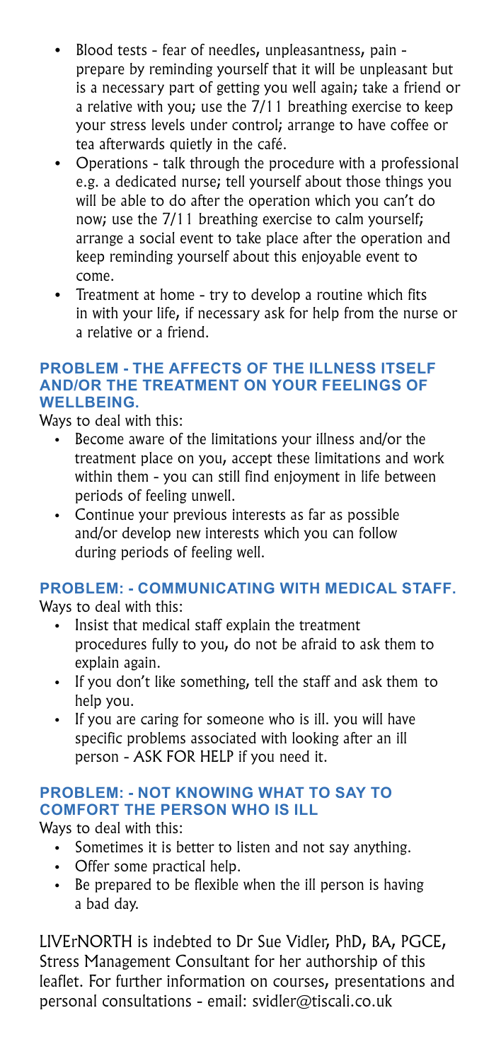- Blood tests - fear of needles, unpleasantness, pain - prepare by reminding yourself that it will be unpleasant but is a necessary part of getting you well again; take a friend or a relative with you; use the 7/11 breathing exercise to keep your stress levels under control; arrange to have coffee or tea afterwards quietly in the café.
- Operations - talk through the procedure with a professional e.g. a dedicated nurse; tell yourself about those things you will be able to do after the operation which you can't do now; use the 7/11 breathing exercise to calm yourself; arrange a social event to take place after the operation and keep reminding yourself about this enjoyable event to come.
- Treatment at home - try to develop a routine which fits in with your life, if necessary ask for help from the nurse or a relative or a friend.

### PROBLEM - THE AFFECTS OF THE ILLNESS ITSELF AND/OR THE TREATMENT ON YOUR FEELINGS OF WELLBEING.

Ways to deal with this:

- Become aware of the limitations your illness and/or the treatment place on you, accept these limitations and work within them - you can still find enjoyment in life between periods of feeling unwell.
- Continue your previous interests as far as possible and/or develop new interests which you can follow during periods of feeling well.

### PROBLEM: - COMMUNICATING WITH MEDICAL STAFF.

Ways to deal with this:

- Insist that medical staff explain the treatment procedures fully to you, do not be afraid to ask them to explain again.
- If you don't like something, tell the staff and ask them to help you.
- If you are caring for someone who is ill. you will have specific problems associated with looking after an ill person - ASK FOR HELP if you need it.

### PROBLEM: - NOT KNOWING WHAT TO SAY TO COMFORT THE PERSON WHO IS ILL

Ways to deal with this:

- Sometimes it is better to listen and not say anything.
- Offer some practical help.
- Be prepared to be flexible when the ill person is having a bad day.

LIVErNORTH is indebted to Dr Sue Vidler, PhD, BA, PGCE, Stress Management Consultant for her authorship of this leaflet. For further information on courses, presentations and personal consultations - email: svidler@tiscali.co.uk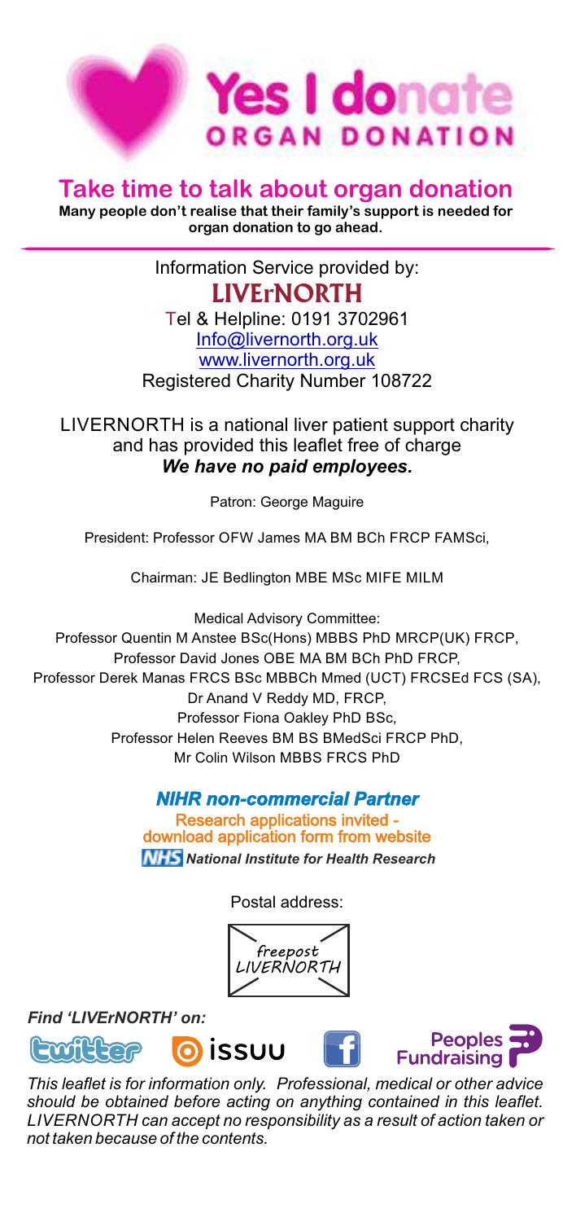# Yes I donate
## ORGAN DONATION

## Take time to talk about organ donation

**Many people don't realise that their family's support is needed for organ donation to go ahead.**

Information Service provided by:

**LIVErNORTH**

Tel & Helpline: 0191 3702961

Info@livernorth.org.uk

www.livernorth.org.uk

Registered Charity Number 108722

LIVERNORTH is a national liver patient support charity and has provided this leaflet free of charge

***We have no paid employees.***

Patron: George Maguire

President: Professor OFW James MA BM BCh FRCP FAMSci,

Chairman: JE Bedlington MBE MSc MIFE MILM

Medical Advisory Committee:
Professor Quentin M Anstee BSc(Hons) MBBS PhD MRCP(UK) FRCP,
Professor David Jones OBE MA BM BCh PhD FRCP,
Professor Derek Manas FRCS BSc MBBCh Mmed (UCT) FRCSEd FCS (SA),
Dr Anand V Reddy MD, FRCP,
Professor Fiona Oakley PhD BSc,
Professor Helen Reeves BM BS BMedSci FRCP PhD,
Mr Colin Wilson MBBS FRCS PhD

***NIHR non-commercial Partner***

Research applications invited - download application form from website

NHS *National Institute for Health Research*

Postal address:

freepost LIVERNORTH

***Find 'LIVErNORTH' on:***

twitter issuu Facebook Peoples Fundraising

*This leaflet is for information only. Professional, medical or other advice should be obtained before acting on anything contained in this leaflet. LIVERNORTH can accept no responsibility as a result of action taken or not taken because of the contents.*